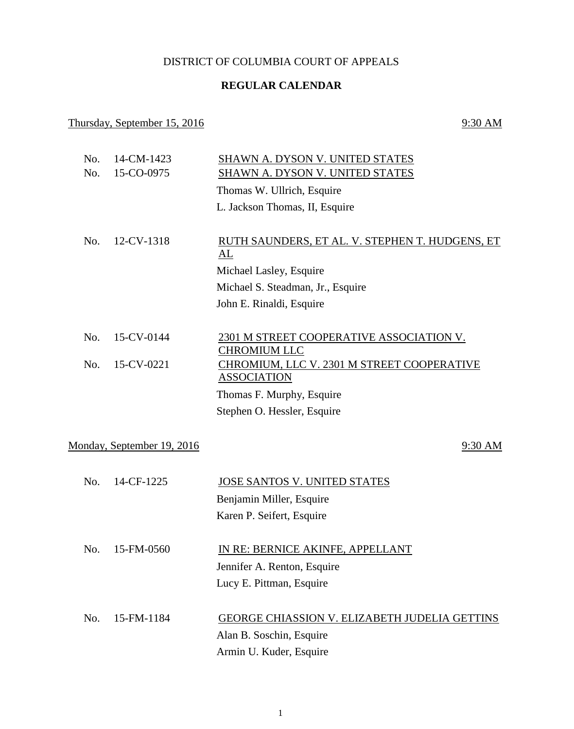DISTRICT OF COLUMBIA COURT OF APPEALS

**REGULAR CALENDAR**

Thursday, September 15, 2016 — 9:30 AM

| | | |
|---|---|---|
| No. | 14-CM-1423 | SHAWN A. DYSON V. UNITED STATES |
| No. | 15-CO-0975 | SHAWN A. DYSON V. UNITED STATES |
| | | Thomas W. Ullrich, Esquire |
| | | L. Jackson Thomas, II, Esquire |

| | | |
|---|---|---|
| No. | 12-CV-1318 | RUTH SAUNDERS, ET AL. V. STEPHEN T. HUDGENS, ET AL |
| | | Michael Lasley, Esquire |
| | | Michael S. Steadman, Jr., Esquire |
| | | John E. Rinaldi, Esquire |

| | | |
|---|---|---|
| No. | 15-CV-0144 | 2301 M STREET COOPERATIVE ASSOCIATION V. CHROMIUM LLC |
| No. | 15-CV-0221 | CHROMIUM, LLC V. 2301 M STREET COOPERATIVE ASSOCIATION |
| | | Thomas F. Murphy, Esquire |
| | | Stephen O. Hessler, Esquire |

Monday, September 19, 2016 — 9:30 AM

| | | |
|---|---|---|
| No. | 14-CF-1225 | JOSE SANTOS V. UNITED STATES |
| | | Benjamin Miller, Esquire |
| | | Karen P. Seifert, Esquire |

| | | |
|---|---|---|
| No. | 15-FM-0560 | IN RE: BERNICE AKINFE, APPELLANT |
| | | Jennifer A. Renton, Esquire |
| | | Lucy E. Pittman, Esquire |

| | | |
|---|---|---|
| No. | 15-FM-1184 | GEORGE CHIASSION V. ELIZABETH JUDELIA GETTINS |
| | | Alan B. Soschin, Esquire |
| | | Armin U. Kuder, Esquire |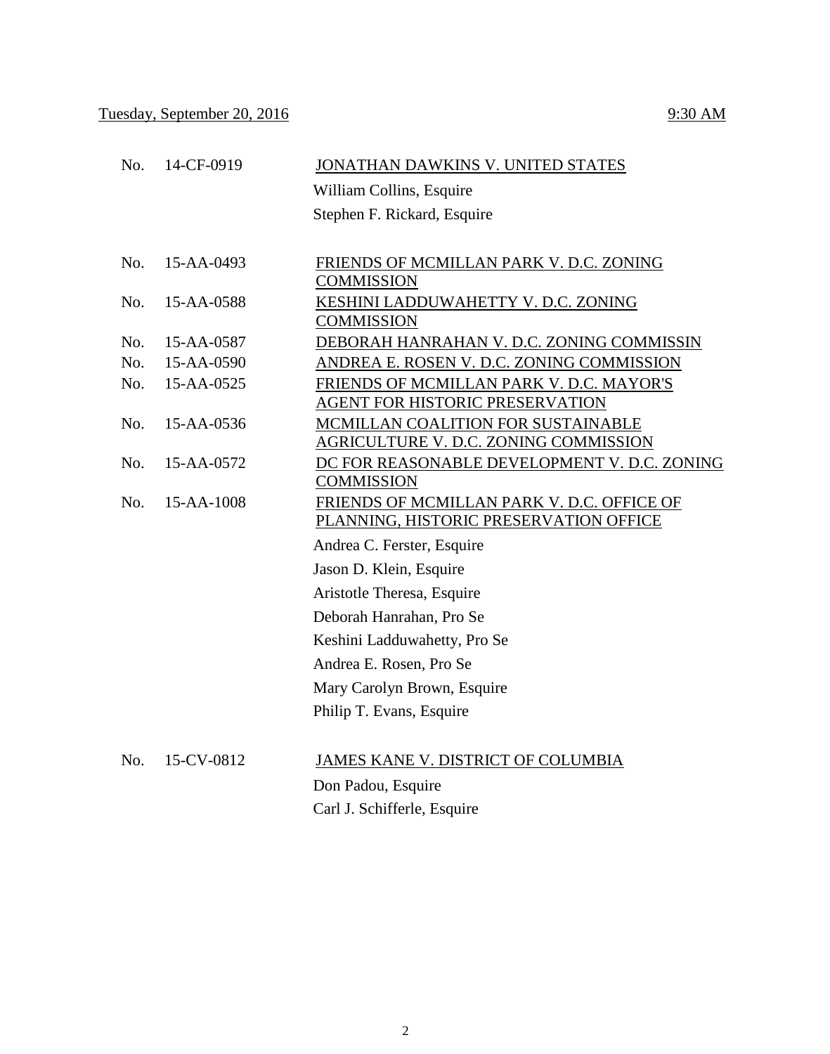Tuesday, September 20, 2016 9:30 AM

No. 14-CF-0919 JONATHAN DAWKINS V. UNITED STATES

William Collins, Esquire

Stephen F. Rickard, Esquire

No. 15-AA-0493 FRIENDS OF MCMILLAN PARK V. D.C. ZONING COMMISSION

No. 15-AA-0588 KESHINI LADDUWAHETTY V. D.C. ZONING COMMISSION

No. 15-AA-0587 DEBORAH HANRAHAN V. D.C. ZONING COMMISSIN

No. 15-AA-0590 ANDREA E. ROSEN V. D.C. ZONING COMMISSION

No. 15-AA-0525 FRIENDS OF MCMILLAN PARK V. D.C. MAYOR'S AGENT FOR HISTORIC PRESERVATION

No. 15-AA-0536 MCMILLAN COALITION FOR SUSTAINABLE AGRICULTURE V. D.C. ZONING COMMISSION

No. 15-AA-0572 DC FOR REASONABLE DEVELOPMENT V. D.C. ZONING COMMISSION

No. 15-AA-1008 FRIENDS OF MCMILLAN PARK V. D.C. OFFICE OF PLANNING, HISTORIC PRESERVATION OFFICE

Andrea C. Ferster, Esquire

Jason D. Klein, Esquire

Aristotle Theresa, Esquire

Deborah Hanrahan, Pro Se

Keshini Ladduwahetty, Pro Se

Andrea E. Rosen, Pro Se

Mary Carolyn Brown, Esquire

Philip T. Evans, Esquire

No. 15-CV-0812 JAMES KANE V. DISTRICT OF COLUMBIA

Don Padou, Esquire

Carl J. Schifferle, Esquire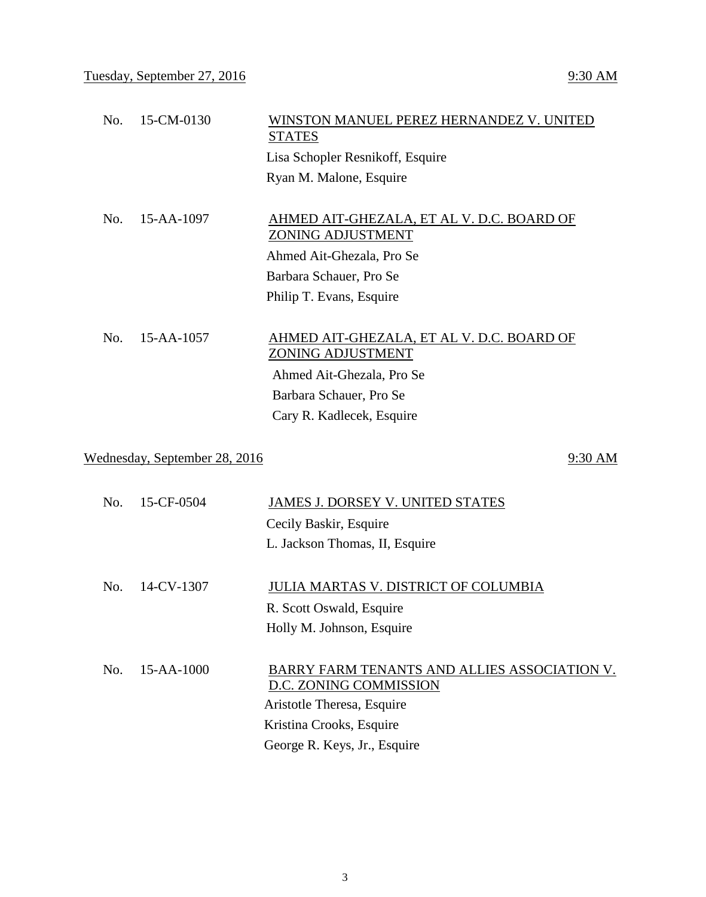Tuesday, September 27, 2016 9:30 AM

No. 15-CM-0130 WINSTON MANUEL PEREZ HERNANDEZ V. UNITED STATES

Lisa Schopler Resnikoff, Esquire
Ryan M. Malone, Esquire

No. 15-AA-1097 AHMED AIT-GHEZALA, ET AL V. D.C. BOARD OF ZONING ADJUSTMENT

Ahmed Ait-Ghezala, Pro Se
Barbara Schauer, Pro Se
Philip T. Evans, Esquire

No. 15-AA-1057 AHMED AIT-GHEZALA, ET AL V. D.C. BOARD OF ZONING ADJUSTMENT

Ahmed Ait-Ghezala, Pro Se
Barbara Schauer, Pro Se
Cary R. Kadlecek, Esquire

Wednesday, September 28, 2016 9:30 AM

No. 15-CF-0504 JAMES J. DORSEY V. UNITED STATES

Cecily Baskir, Esquire
L. Jackson Thomas, II, Esquire

No. 14-CV-1307 JULIA MARTAS V. DISTRICT OF COLUMBIA

R. Scott Oswald, Esquire
Holly M. Johnson, Esquire

No. 15-AA-1000 BARRY FARM TENANTS AND ALLIES ASSOCIATION V. D.C. ZONING COMMISSION

Aristotle Theresa, Esquire
Kristina Crooks, Esquire
George R. Keys, Jr., Esquire